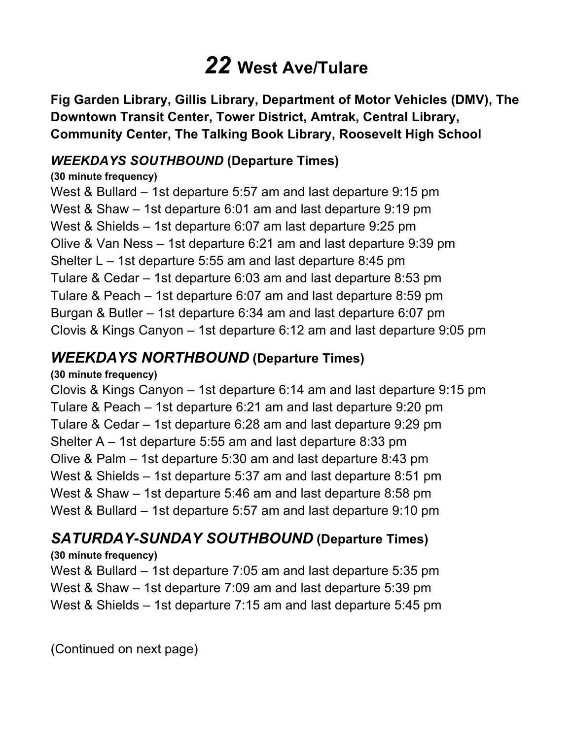# *22* West Ave/Tulare

**Fig Garden Library, Gillis Library, Department of Motor Vehicles (DMV), The Downtown Transit Center, Tower District, Amtrak, Central Library, Community Center, The Talking Book Library, Roosevelt High School**

### *WEEKDAYS SOUTHBOUND* (Departure Times)

**(30 minute frequency)**

West & Bullard – 1st departure 5:57 am and last departure 9:15 pm
West & Shaw – 1st departure 6:01 am and last departure 9:19 pm
West & Shields – 1st departure 6:07 am last departure 9:25 pm
Olive & Van Ness – 1st departure 6:21 am and last departure 9:39 pm
Shelter L – 1st departure 5:55 am and last departure 8:45 pm
Tulare & Cedar – 1st departure 6:03 am and last departure 8:53 pm
Tulare & Peach – 1st departure 6:07 am and last departure 8:59 pm
Burgan & Butler – 1st departure 6:34 am and last departure 6:07 pm
Clovis & Kings Canyon – 1st departure 6:12 am and last departure 9:05 pm

## *WEEKDAYS NORTHBOUND* (Departure Times)

**(30 minute frequency)**

Clovis & Kings Canyon – 1st departure 6:14 am and last departure 9:15 pm
Tulare & Peach – 1st departure 6:21 am and last departure 9:20 pm
Tulare & Cedar – 1st departure 6:28 am and last departure 9:29 pm
Shelter A – 1st departure 5:55 am and last departure 8:33 pm
Olive & Palm – 1st departure 5:30 am and last departure 8:43 pm
West & Shields – 1st departure 5:37 am and last departure 8:51 pm
West & Shaw – 1st departure 5:46 am and last departure 8:58 pm
West & Bullard – 1st departure 5:57 am and last departure 9:10 pm

## *SATURDAY-SUNDAY SOUTHBOUND* (Departure Times)

**(30 minute frequency)**

West & Bullard – 1st departure 7:05 am and last departure 5:35 pm
West & Shaw – 1st departure 7:09 am and last departure 5:39 pm
West & Shields – 1st departure 7:15 am and last departure 5:45 pm

(Continued on next page)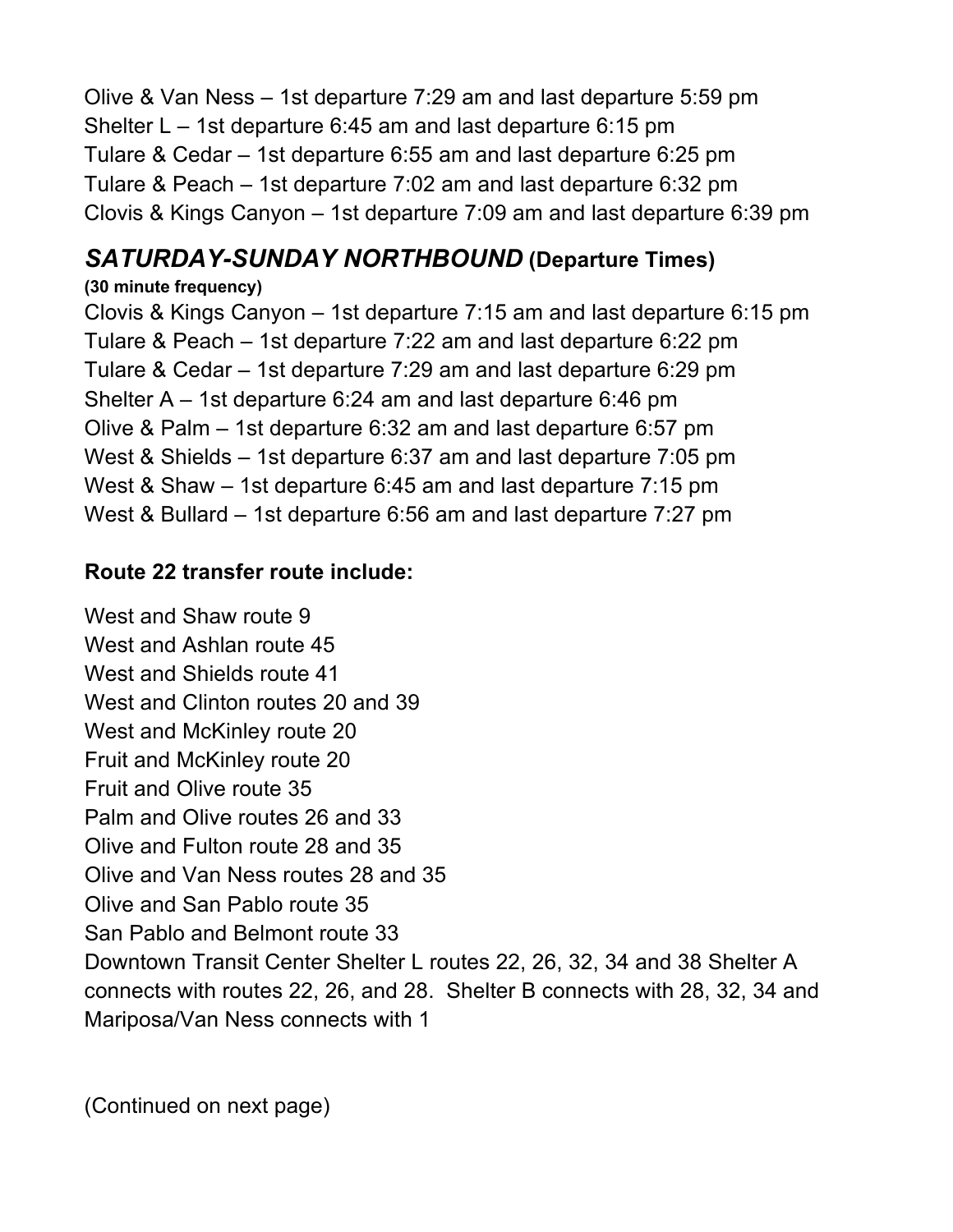Olive & Van Ness – 1st departure 7:29 am and last departure 5:59 pm
Shelter L – 1st departure 6:45 am and last departure 6:15 pm
Tulare & Cedar – 1st departure 6:55 am and last departure 6:25 pm
Tulare & Peach – 1st departure 7:02 am and last departure 6:32 pm
Clovis & Kings Canyon – 1st departure 7:09 am and last departure 6:39 pm

## *SATURDAY-SUNDAY NORTHBOUND* (Departure Times)

**(30 minute frequency)**

Clovis & Kings Canyon – 1st departure 7:15 am and last departure 6:15 pm
Tulare & Peach – 1st departure 7:22 am and last departure 6:22 pm
Tulare & Cedar – 1st departure 7:29 am and last departure 6:29 pm
Shelter A – 1st departure 6:24 am and last departure 6:46 pm
Olive & Palm – 1st departure 6:32 am and last departure 6:57 pm
West & Shields – 1st departure 6:37 am and last departure 7:05 pm
West & Shaw – 1st departure 6:45 am and last departure 7:15 pm
West & Bullard – 1st departure 6:56 am and last departure 7:27 pm

**Route 22 transfer route include:**

West and Shaw route 9
West and Ashlan route 45
West and Shields route 41
West and Clinton routes 20 and 39
West and McKinley route 20
Fruit and McKinley route 20
Fruit and Olive route 35
Palm and Olive routes 26 and 33
Olive and Fulton route 28 and 35
Olive and Van Ness routes 28 and 35
Olive and San Pablo route 35
San Pablo and Belmont route 33
Downtown Transit Center Shelter L routes 22, 26, 32, 34 and 38 Shelter A connects with routes 22, 26, and 28. Shelter B connects with 28, 32, 34 and Mariposa/Van Ness connects with 1

(Continued on next page)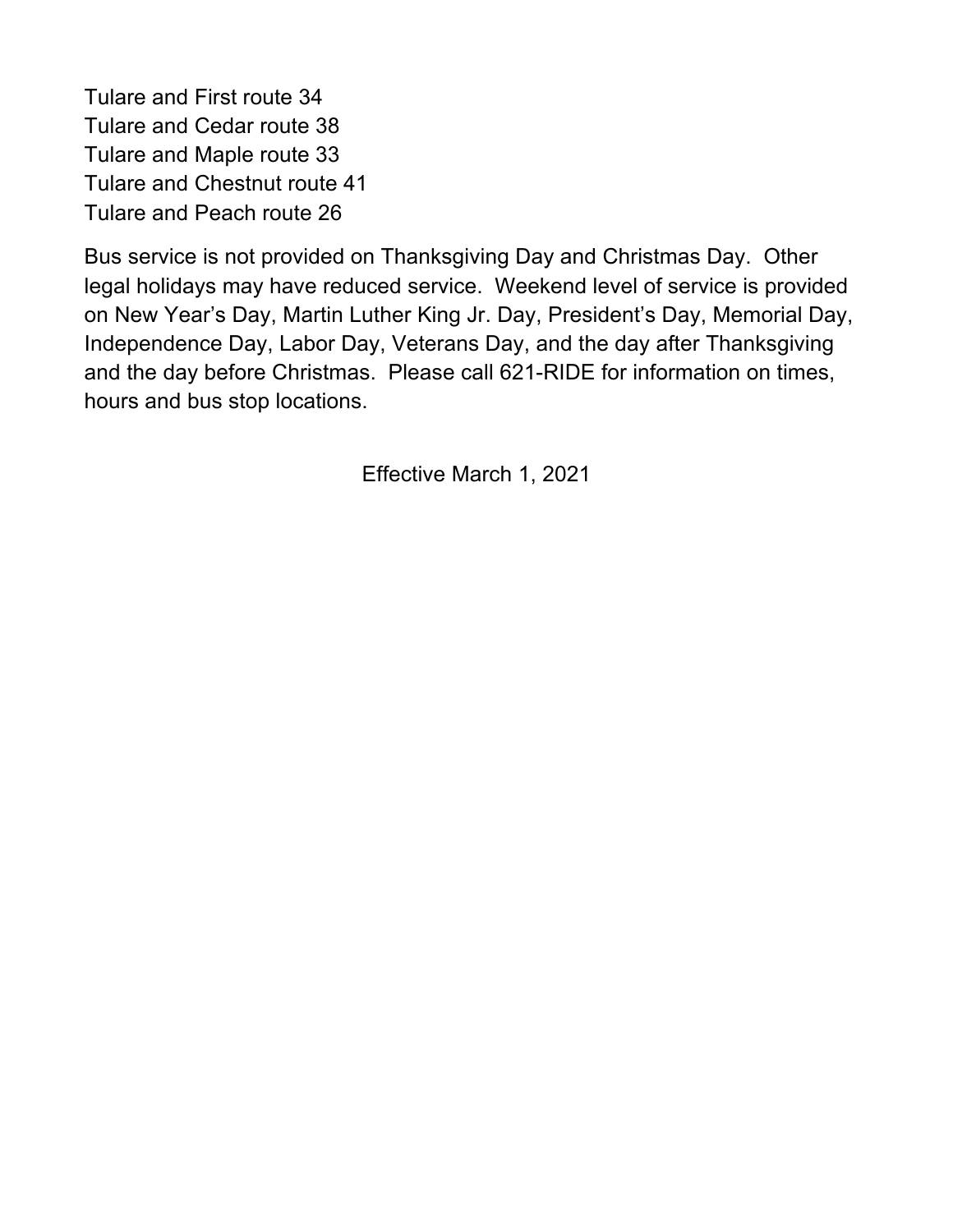Tulare and First route 34
Tulare and Cedar route 38
Tulare and Maple route 33
Tulare and Chestnut route 41
Tulare and Peach route 26

Bus service is not provided on Thanksgiving Day and Christmas Day. Other legal holidays may have reduced service. Weekend level of service is provided on New Year's Day, Martin Luther King Jr. Day, President's Day, Memorial Day, Independence Day, Labor Day, Veterans Day, and the day after Thanksgiving and the day before Christmas. Please call 621-RIDE for information on times, hours and bus stop locations.

Effective March 1, 2021